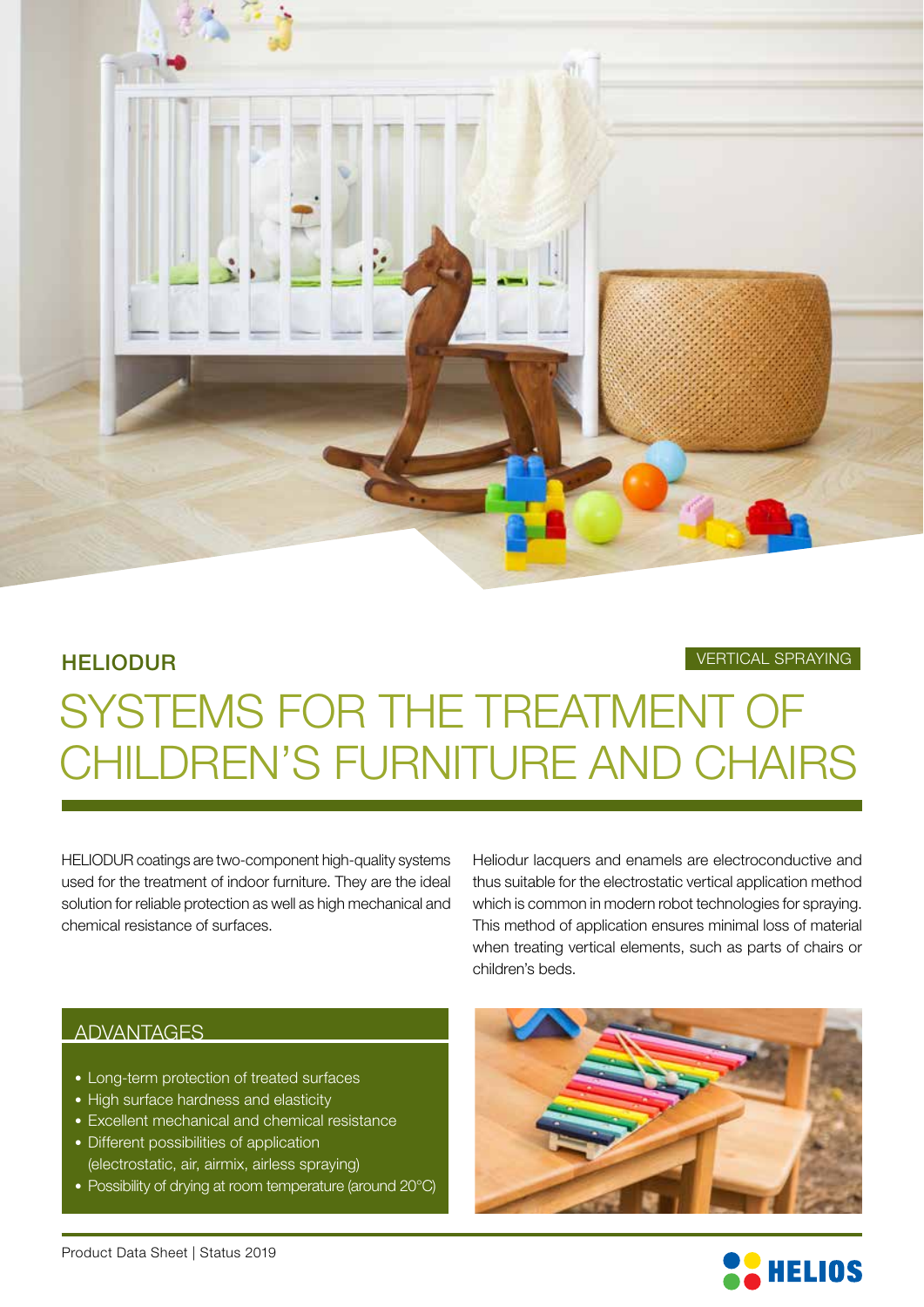HELIODUR

VERTICAL SPRAYING

# SYSTEMS FOR THE TREATMENT OF CHILDREN'S FURNITURE AND CHAIRS

HELIODUR coatings are two-component high-quality systems used for the treatment of indoor furniture. They are the ideal solution for reliable protection as well as high mechanical and chemical resistance of surfaces.

Heliodur lacquers and enamels are electroconductive and thus suitable for the electrostatic vertical application method which is common in modern robot technologies for spraying. This method of application ensures minimal loss of material when treating vertical elements, such as parts of chairs or children's beds.

## ADVANTAGES

- Long-term protection of treated surfaces
- High surface hardness and elasticity
- Excellent mechanical and chemical resistance
- Different possibilities of application (electrostatic, air, airmix, airless spraying)
- Possibility of drying at room temperature (around 20°C)

Product Data Sheet | Status 2019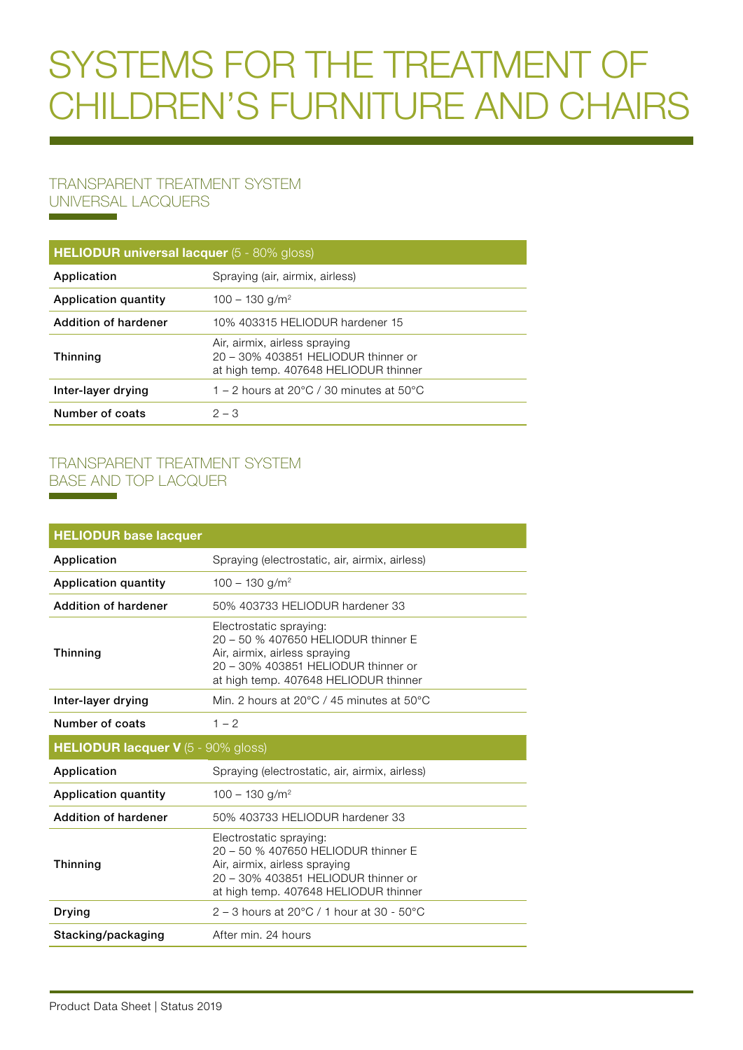# SYSTEMS FOR THE TREATMENT OF CHILDREN'S FURNITURE AND CHAIRS

## TRANSPARENT TREATMENT SYSTEM UNIVERSAL LACQUERS

| **HELIODUR universal lacquer** (5 - 80% gloss) | |
|---|---|
| **Application** | Spraying (air, airmix, airless) |
| **Application quantity** | 100 – 130 g/m² |
| **Addition of hardener** | 10% 403315 HELIODUR hardener 15 |
| **Thinning** | Air, airmix, airless spraying<br>20 – 30% 403851 HELIODUR thinner or<br>at high temp. 407648 HELIODUR thinner |
| **Inter-layer drying** | 1 – 2 hours at 20°C / 30 minutes at 50°C |
| **Number of coats** | 2 – 3 |

## TRANSPARENT TREATMENT SYSTEM BASE AND TOP LACQUER

| **HELIODUR base lacquer** | |
|---|---|
| **Application** | Spraying (electrostatic, air, airmix, airless) |
| **Application quantity** | 100 – 130 g/m² |
| **Addition of hardener** | 50% 403733 HELIODUR hardener 33 |
| **Thinning** | Electrostatic spraying:<br>20 – 50 % 407650 HELIODUR thinner E<br>Air, airmix, airless spraying<br>20 – 30% 403851 HELIODUR thinner or<br>at high temp. 407648 HELIODUR thinner |
| **Inter-layer drying** | Min. 2 hours at 20°C / 45 minutes at 50°C |
| **Number of coats** | 1 – 2 |
| **HELIODUR lacquer V** (5 - 90% gloss) | |
| **Application** | Spraying (electrostatic, air, airmix, airless) |
| **Application quantity** | 100 – 130 g/m² |
| **Addition of hardener** | 50% 403733 HELIODUR hardener 33 |
| **Thinning** | Electrostatic spraying:<br>20 – 50 % 407650 HELIODUR thinner E<br>Air, airmix, airless spraying<br>20 – 30% 403851 HELIODUR thinner or<br>at high temp. 407648 HELIODUR thinner |
| **Drying** | 2 – 3 hours at 20°C / 1 hour at 30 - 50°C |
| **Stacking/packaging** | After min. 24 hours |

Product Data Sheet | Status 2019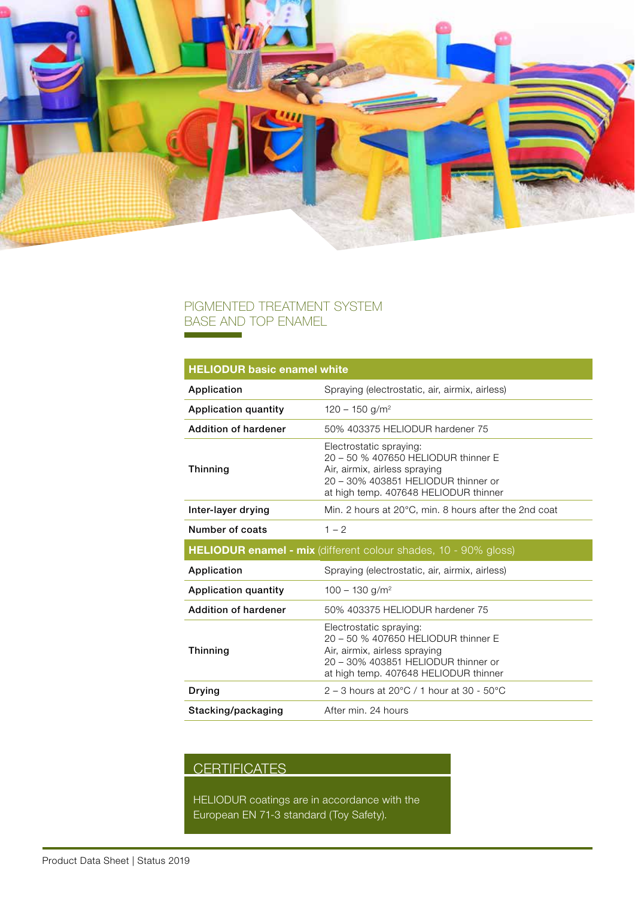## PIGMENTED TREATMENT SYSTEM
## BASE AND TOP ENAMEL

| **HELIODUR basic enamel white** | |
|---|---|
| **Application** | Spraying (electrostatic, air, airmix, airless) |
| **Application quantity** | 120 – 150 g/m² |
| **Addition of hardener** | 50% 403375 HELIODUR hardener 75 |
| **Thinning** | Electrostatic spraying:<br>20 – 50 % 407650 HELIODUR thinner E<br>Air, airmix, airless spraying<br>20 – 30% 403851 HELIODUR thinner or<br>at high temp. 407648 HELIODUR thinner |
| **Inter-layer drying** | Min. 2 hours at 20°C, min. 8 hours after the 2nd coat |
| **Number of coats** | 1 – 2 |
| **HELIODUR enamel - mix** (different colour shades, 10 - 90% gloss) | |
| **Application** | Spraying (electrostatic, air, airmix, airless) |
| **Application quantity** | 100 – 130 g/m² |
| **Addition of hardener** | 50% 403375 HELIODUR hardener 75 |
| **Thinning** | Electrostatic spraying:<br>20 – 50 % 407650 HELIODUR thinner E<br>Air, airmix, airless spraying<br>20 – 30% 403851 HELIODUR thinner or<br>at high temp. 407648 HELIODUR thinner |
| **Drying** | 2 – 3 hours at 20°C / 1 hour at 30 - 50°C |
| **Stacking/packaging** | After min. 24 hours |

## CERTIFICATES

HELIODUR coatings are in accordance with the European EN 71-3 standard (Toy Safety).

Product Data Sheet | Status 2019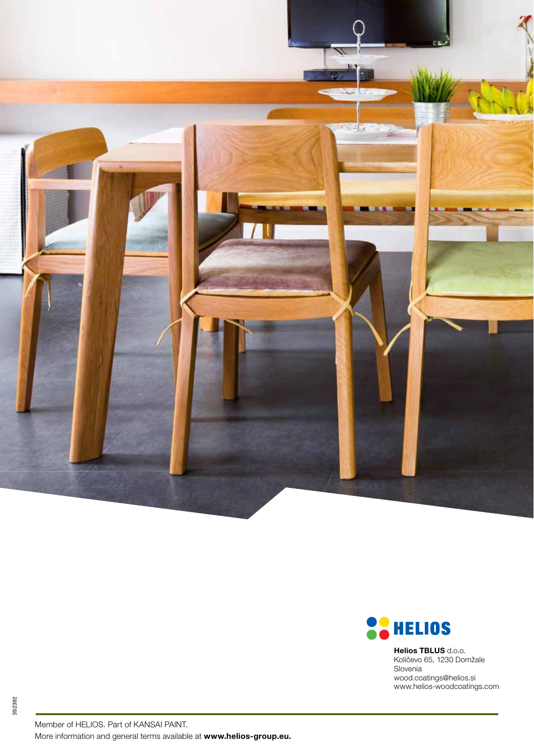**HELIOS**

**Helios TBLUS** d.o.o.
Količevo 65, 1230 Domžale
Slovenia
wood.coatings@helios.si
www.helios-woodcoatings.com

392392

Member of HELIOS. Part of KANSAI PAINT.
More information and general terms available at **www.helios-group.eu.**